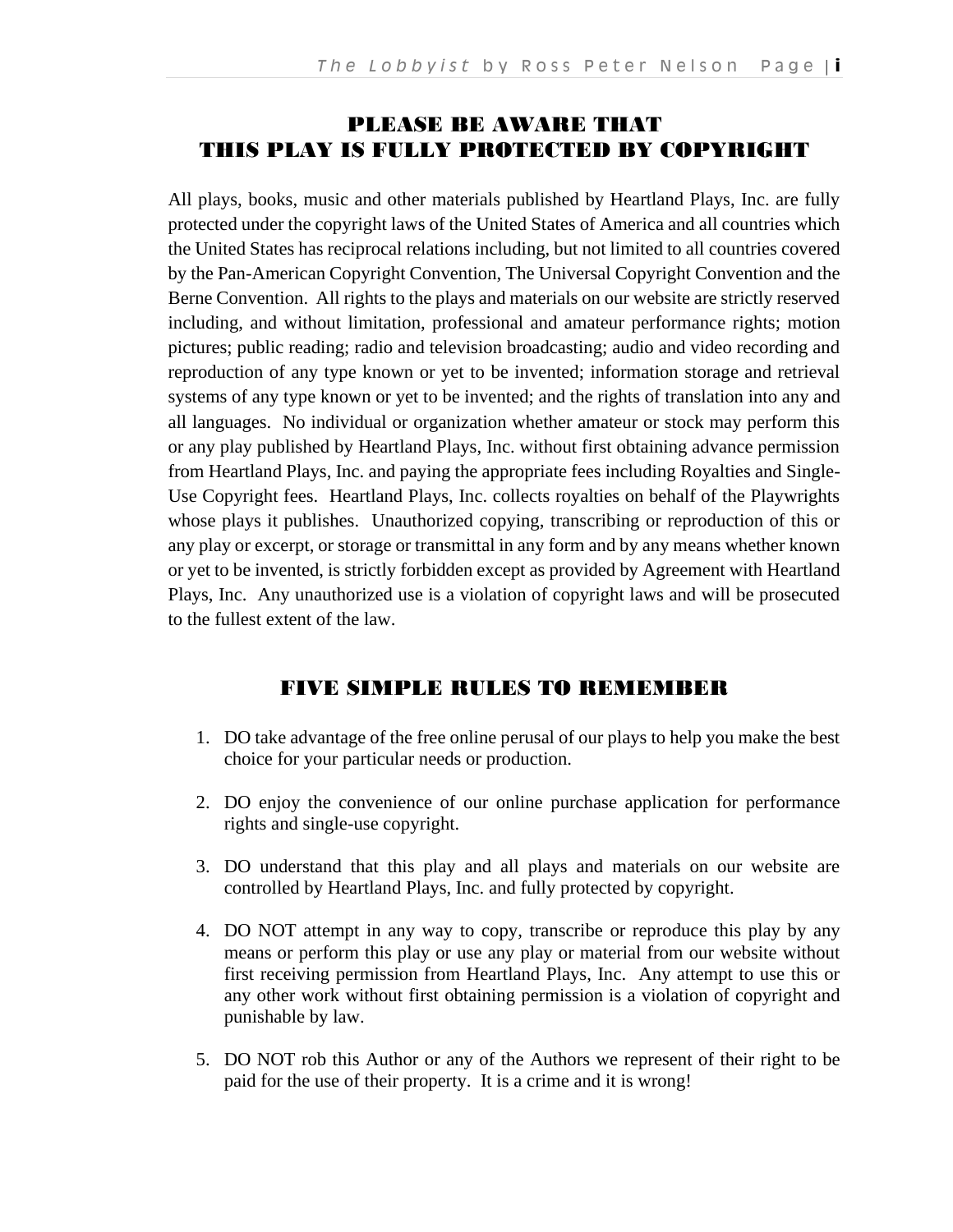## PLEASE BE AWARE THAT
## THIS PLAY IS FULLY PROTECTED BY COPYRIGHT

All plays, books, music and other materials published by Heartland Plays, Inc. are fully protected under the copyright laws of the United States of America and all countries which the United States has reciprocal relations including, but not limited to all countries covered by the Pan-American Copyright Convention, The Universal Copyright Convention and the Berne Convention. All rights to the plays and materials on our website are strictly reserved including, and without limitation, professional and amateur performance rights; motion pictures; public reading; radio and television broadcasting; audio and video recording and reproduction of any type known or yet to be invented; information storage and retrieval systems of any type known or yet to be invented; and the rights of translation into any and all languages. No individual or organization whether amateur or stock may perform this or any play published by Heartland Plays, Inc. without first obtaining advance permission from Heartland Plays, Inc. and paying the appropriate fees including Royalties and Single-Use Copyright fees. Heartland Plays, Inc. collects royalties on behalf of the Playwrights whose plays it publishes. Unauthorized copying, transcribing or reproduction of this or any play or excerpt, or storage or transmittal in any form and by any means whether known or yet to be invented, is strictly forbidden except as provided by Agreement with Heartland Plays, Inc. Any unauthorized use is a violation of copyright laws and will be prosecuted to the fullest extent of the law.

## FIVE SIMPLE RULES TO REMEMBER

1. DO take advantage of the free online perusal of our plays to help you make the best choice for your particular needs or production.

2. DO enjoy the convenience of our online purchase application for performance rights and single-use copyright.

3. DO understand that this play and all plays and materials on our website are controlled by Heartland Plays, Inc. and fully protected by copyright.

4. DO NOT attempt in any way to copy, transcribe or reproduce this play by any means or perform this play or use any play or material from our website without first receiving permission from Heartland Plays, Inc. Any attempt to use this or any other work without first obtaining permission is a violation of copyright and punishable by law.

5. DO NOT rob this Author or any of the Authors we represent of their right to be paid for the use of their property. It is a crime and it is wrong!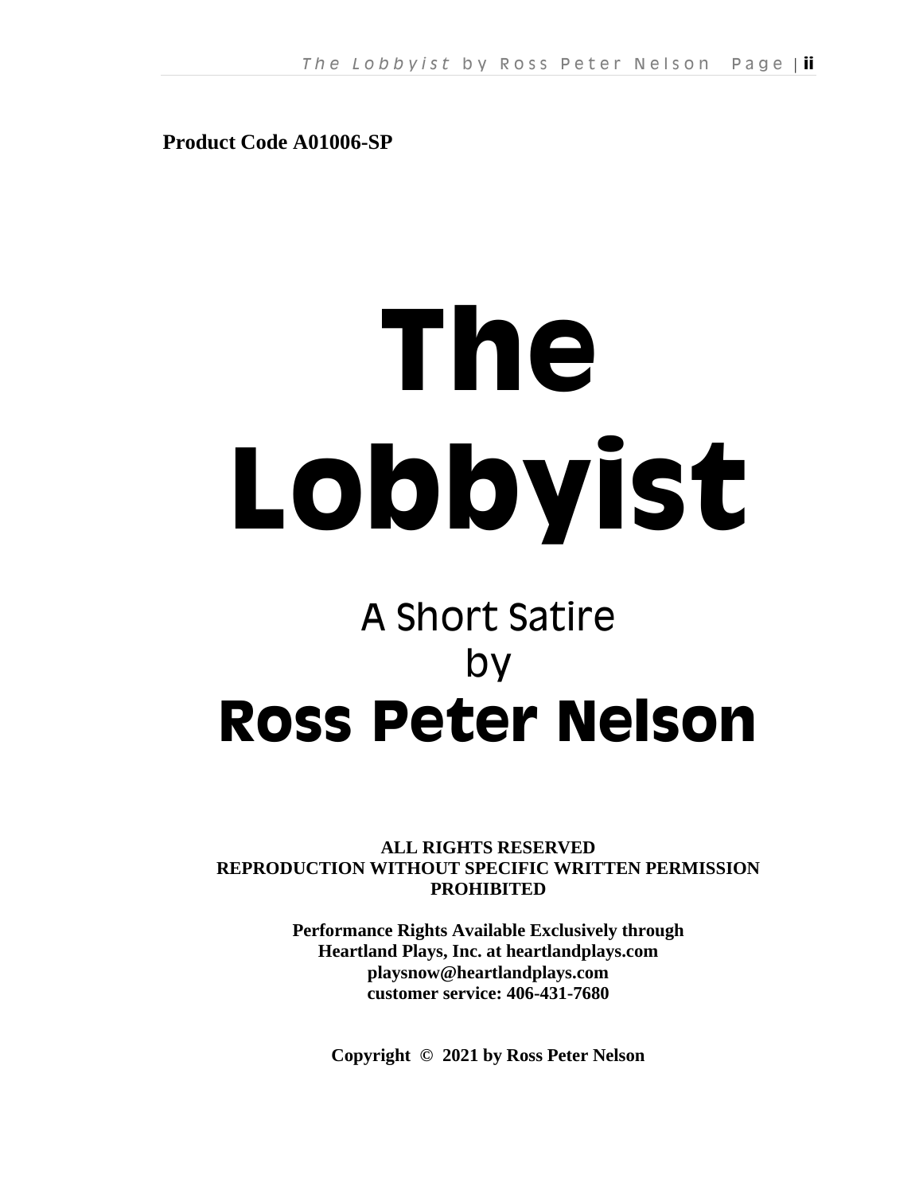**Product Code A01006-SP**

# The Lobbyist

## A Short Satire
## by
## Ross Peter Nelson

**ALL RIGHTS RESERVED**
**REPRODUCTION WITHOUT SPECIFIC WRITTEN PERMISSION PROHIBITED**

**Performance Rights Available Exclusively through**
**Heartland Plays, Inc. at heartlandplays.com**
**playsnow@heartlandplays.com**
**customer service: 406-431-7680**

**Copyright © 2021 by Ross Peter Nelson**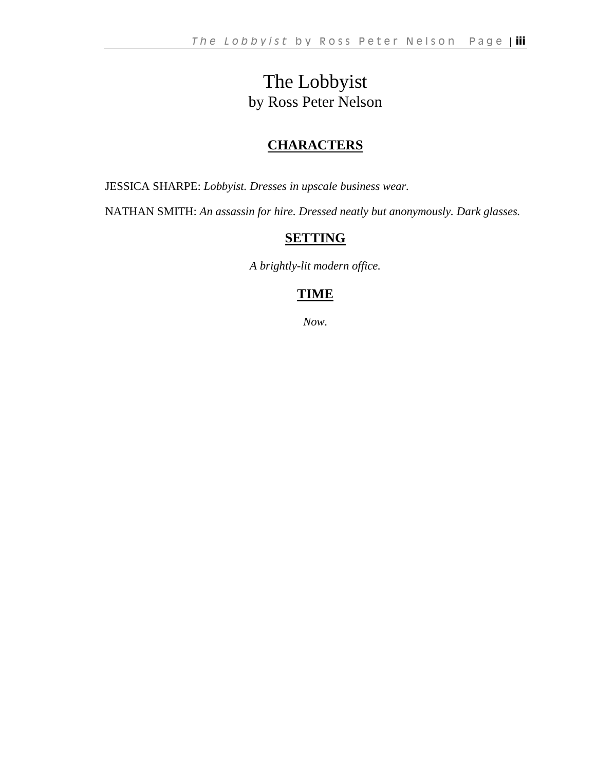# The Lobbyist

by Ross Peter Nelson

## CHARACTERS

JESSICA SHARPE: *Lobbyist. Dresses in upscale business wear.*

NATHAN SMITH: *An assassin for hire. Dressed neatly but anonymously. Dark glasses.*

## SETTING

*A brightly-lit modern office.*

## TIME

*Now.*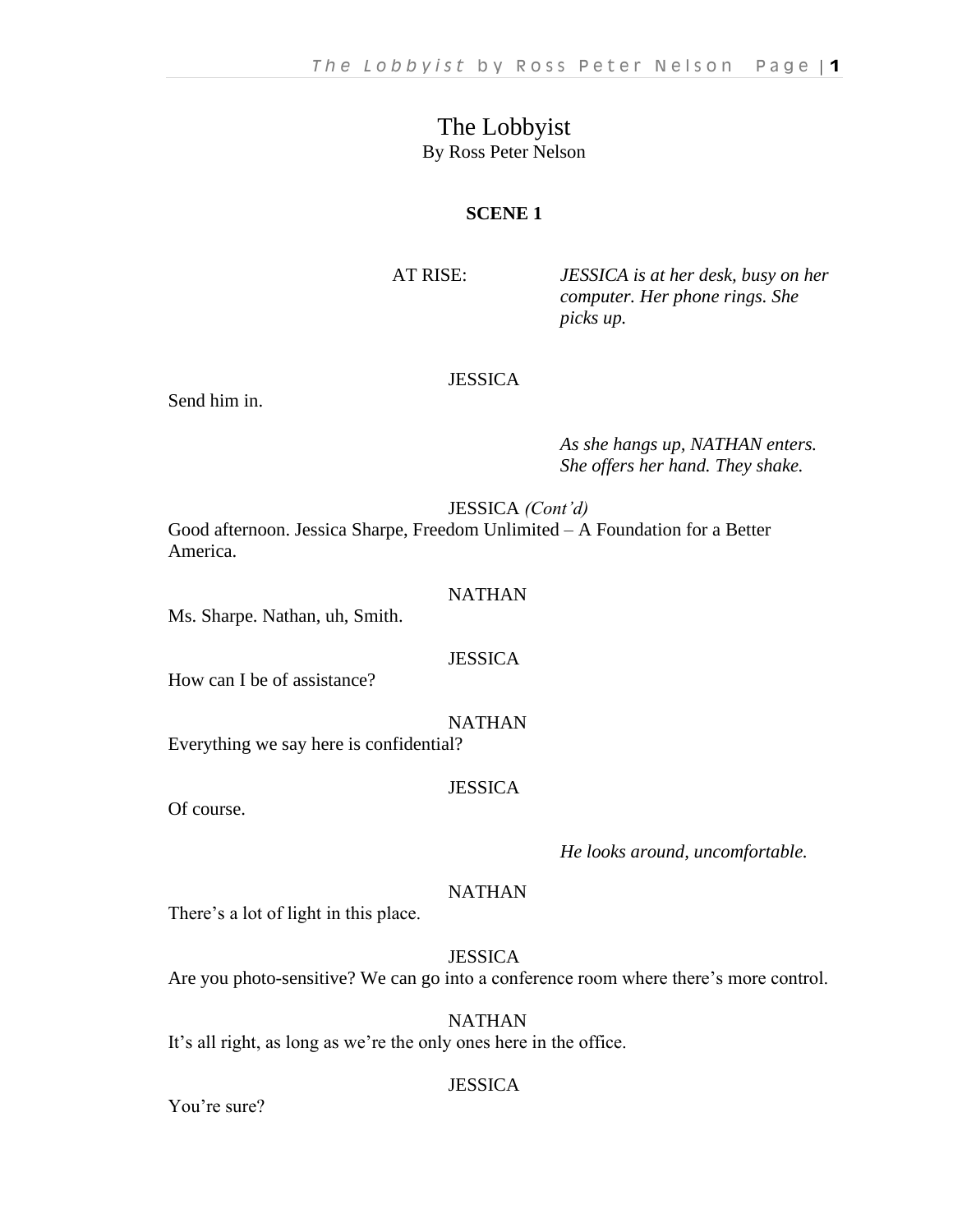# The Lobbyist

By Ross Peter Nelson

## SCENE 1

AT RISE: *JESSICA is at her desk, busy on her computer. Her phone rings. She picks up.*

JESSICA

Send him in.

*As she hangs up, NATHAN enters. She offers her hand. They shake.*

JESSICA *(Cont'd)*

Good afternoon. Jessica Sharpe, Freedom Unlimited – A Foundation for a Better America.

NATHAN

Ms. Sharpe. Nathan, uh, Smith.

JESSICA

How can I be of assistance?

NATHAN

Everything we say here is confidential?

JESSICA

Of course.

*He looks around, uncomfortable.*

NATHAN

There's a lot of light in this place.

JESSICA

Are you photo-sensitive? We can go into a conference room where there's more control.

NATHAN

It's all right, as long as we're the only ones here in the office.

JESSICA

You're sure?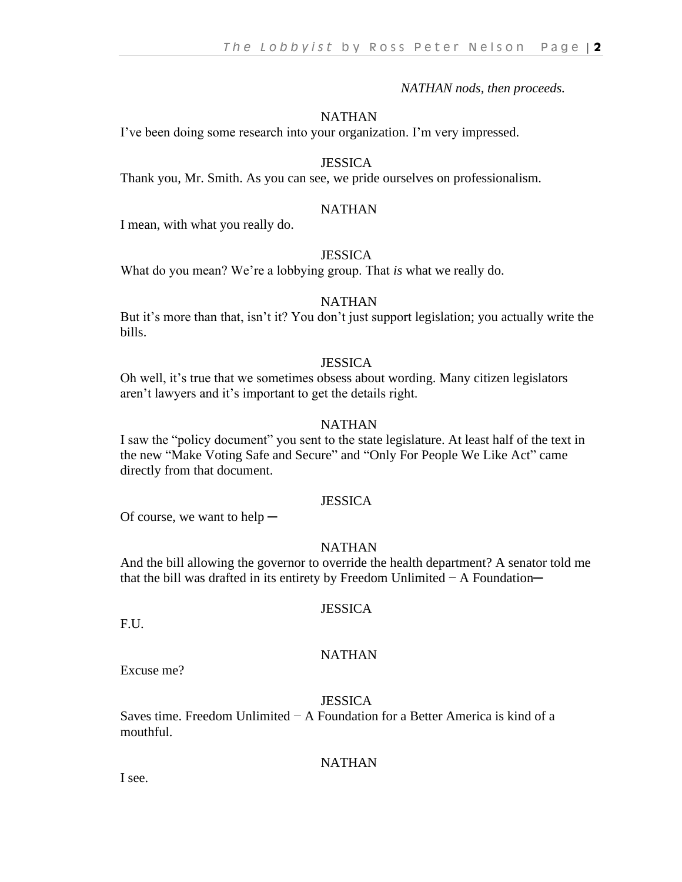*NATHAN nods, then proceeds.*

NATHAN

I've been doing some research into your organization. I'm very impressed.

JESSICA

Thank you, Mr. Smith. As you can see, we pride ourselves on professionalism.

NATHAN

I mean, with what you really do.

JESSICA

What do you mean? We're a lobbying group. That *is* what we really do.

NATHAN

But it's more than that, isn't it? You don't just support legislation; you actually write the bills.

JESSICA

Oh well, it's true that we sometimes obsess about wording. Many citizen legislators aren't lawyers and it's important to get the details right.

NATHAN

I saw the "policy document" you sent to the state legislature. At least half of the text in the new "Make Voting Safe and Secure" and "Only For People We Like Act" came directly from that document.

JESSICA

Of course, we want to help ─

NATHAN

And the bill allowing the governor to override the health department? A senator told me that the bill was drafted in its entirety by Freedom Unlimited − A Foundation─

JESSICA

F.U.

NATHAN

Excuse me?

JESSICA

Saves time. Freedom Unlimited − A Foundation for a Better America is kind of a mouthful.

NATHAN

I see.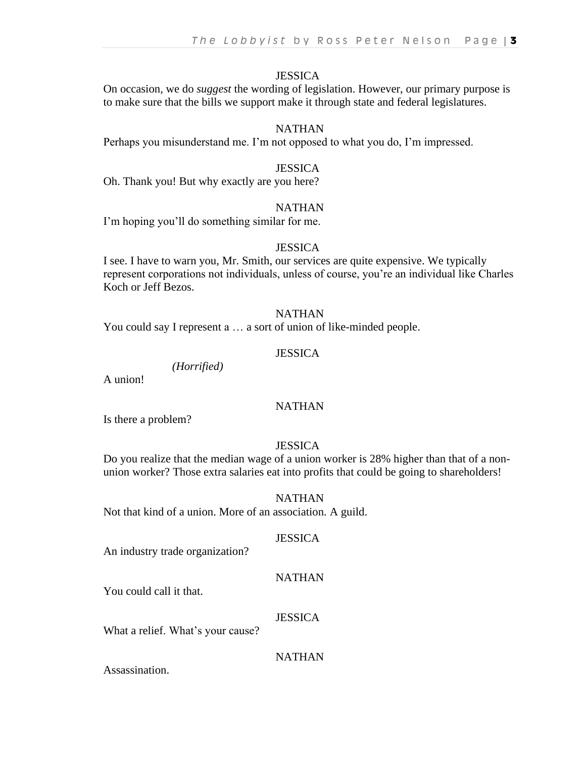JESSICA

On occasion, we do *suggest* the wording of legislation. However, our primary purpose is to make sure that the bills we support make it through state and federal legislatures.

NATHAN

Perhaps you misunderstand me. I'm not opposed to what you do, I'm impressed.

JESSICA

Oh. Thank you! But why exactly are you here?

NATHAN

I'm hoping you'll do something similar for me.

JESSICA

I see. I have to warn you, Mr. Smith, our services are quite expensive. We typically represent corporations not individuals, unless of course, you're an individual like Charles Koch or Jeff Bezos.

NATHAN

You could say I represent a … a sort of union of like-minded people.

JESSICA

*(Horrified)*

A union!

NATHAN

Is there a problem?

JESSICA

Do you realize that the median wage of a union worker is 28% higher than that of a non-union worker? Those extra salaries eat into profits that could be going to shareholders!

NATHAN

Not that kind of a union. More of an association. A guild.

JESSICA

An industry trade organization?

NATHAN

You could call it that.

JESSICA

What a relief. What's your cause?

NATHAN

Assassination.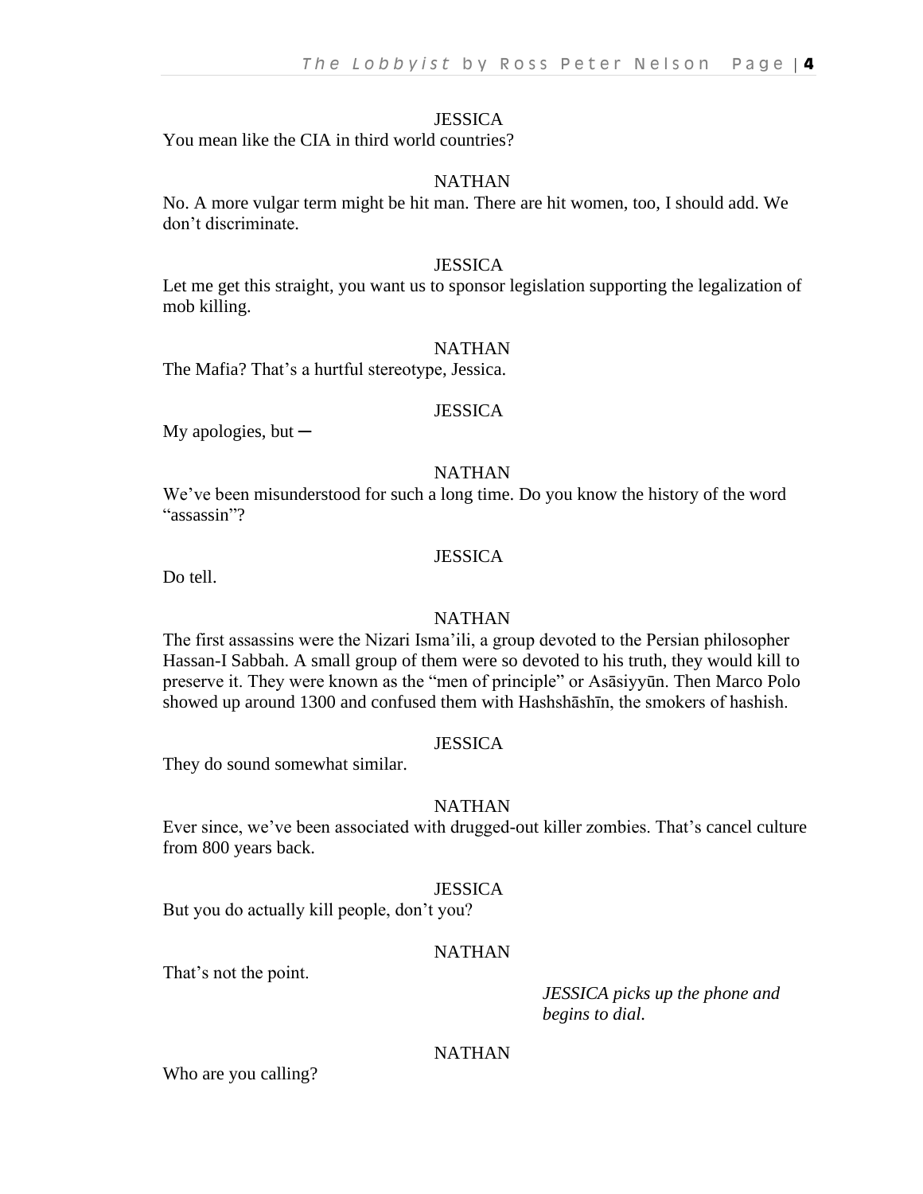JESSICA

You mean like the CIA in third world countries?

NATHAN

No. A more vulgar term might be hit man. There are hit women, too, I should add. We don't discriminate.

JESSICA

Let me get this straight, you want us to sponsor legislation supporting the legalization of mob killing.

NATHAN

The Mafia? That's a hurtful stereotype, Jessica.

JESSICA

My apologies, but ─

NATHAN

We've been misunderstood for such a long time. Do you know the history of the word "assassin"?

JESSICA

Do tell.

NATHAN

The first assassins were the Nizari Isma'ili, a group devoted to the Persian philosopher Hassan-I Sabbah. A small group of them were so devoted to his truth, they would kill to preserve it. They were known as the "men of principle" or Asāsiyyūn. Then Marco Polo showed up around 1300 and confused them with Hashshāshīn, the smokers of hashish.

JESSICA

They do sound somewhat similar.

NATHAN

Ever since, we've been associated with drugged-out killer zombies. That's cancel culture from 800 years back.

JESSICA

But you do actually kill people, don't you?

NATHAN

That's not the point.

*JESSICA picks up the phone and begins to dial.*

NATHAN

Who are you calling?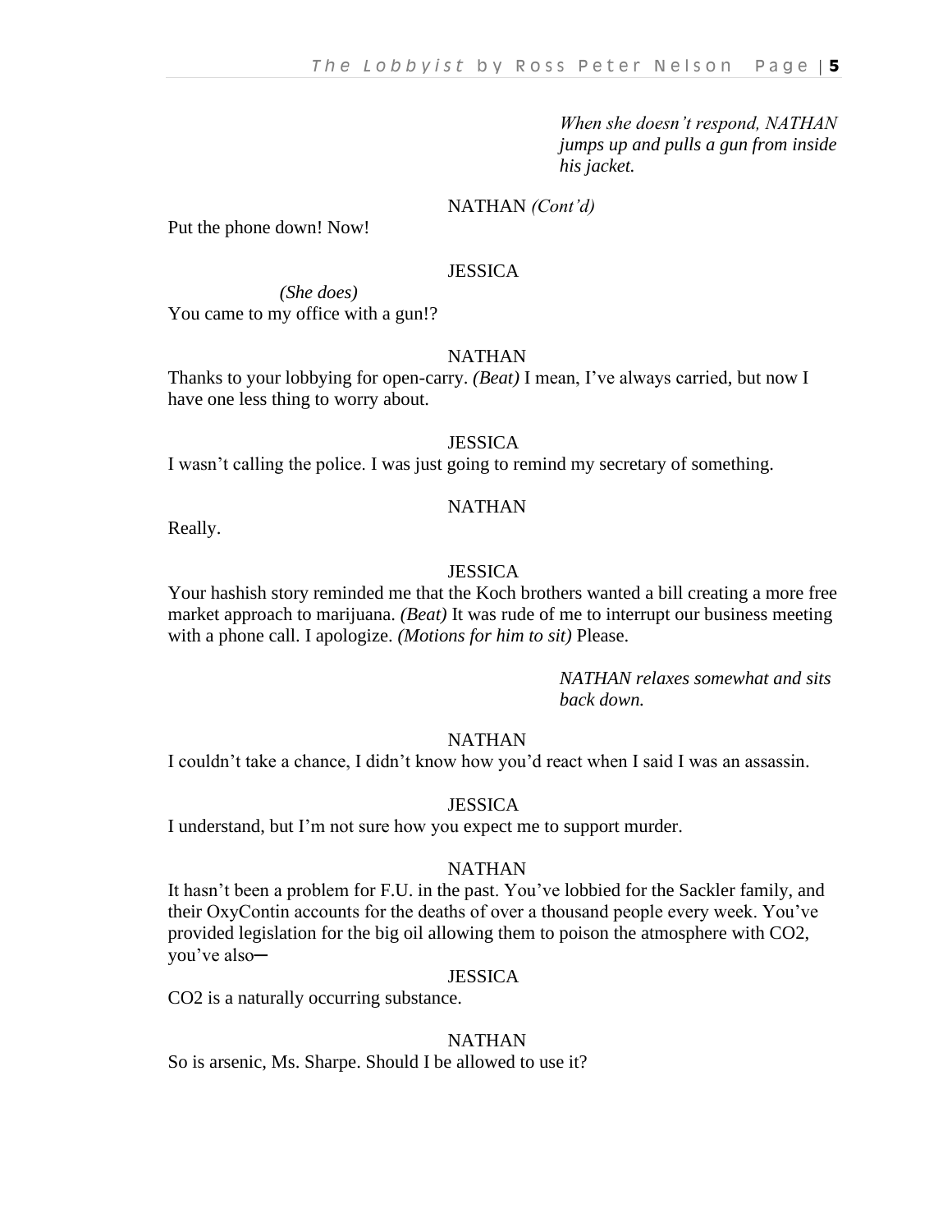*When she doesn't respond, NATHAN jumps up and pulls a gun from inside his jacket.*

NATHAN *(Cont'd)*

Put the phone down! Now!

JESSICA

*(She does)*

You came to my office with a gun!?

NATHAN

Thanks to your lobbying for open-carry. *(Beat)* I mean, I've always carried, but now I have one less thing to worry about.

JESSICA

I wasn't calling the police. I was just going to remind my secretary of something.

NATHAN

Really.

JESSICA

Your hashish story reminded me that the Koch brothers wanted a bill creating a more free market approach to marijuana. *(Beat)* It was rude of me to interrupt our business meeting with a phone call. I apologize. *(Motions for him to sit)* Please.

*NATHAN relaxes somewhat and sits back down.*

NATHAN

I couldn't take a chance, I didn't know how you'd react when I said I was an assassin.

JESSICA

I understand, but I'm not sure how you expect me to support murder.

NATHAN

It hasn't been a problem for F.U. in the past. You've lobbied for the Sackler family, and their OxyContin accounts for the deaths of over a thousand people every week. You've provided legislation for the big oil allowing them to poison the atmosphere with CO2, you've also─

JESSICA

CO2 is a naturally occurring substance.

NATHAN

So is arsenic, Ms. Sharpe. Should I be allowed to use it?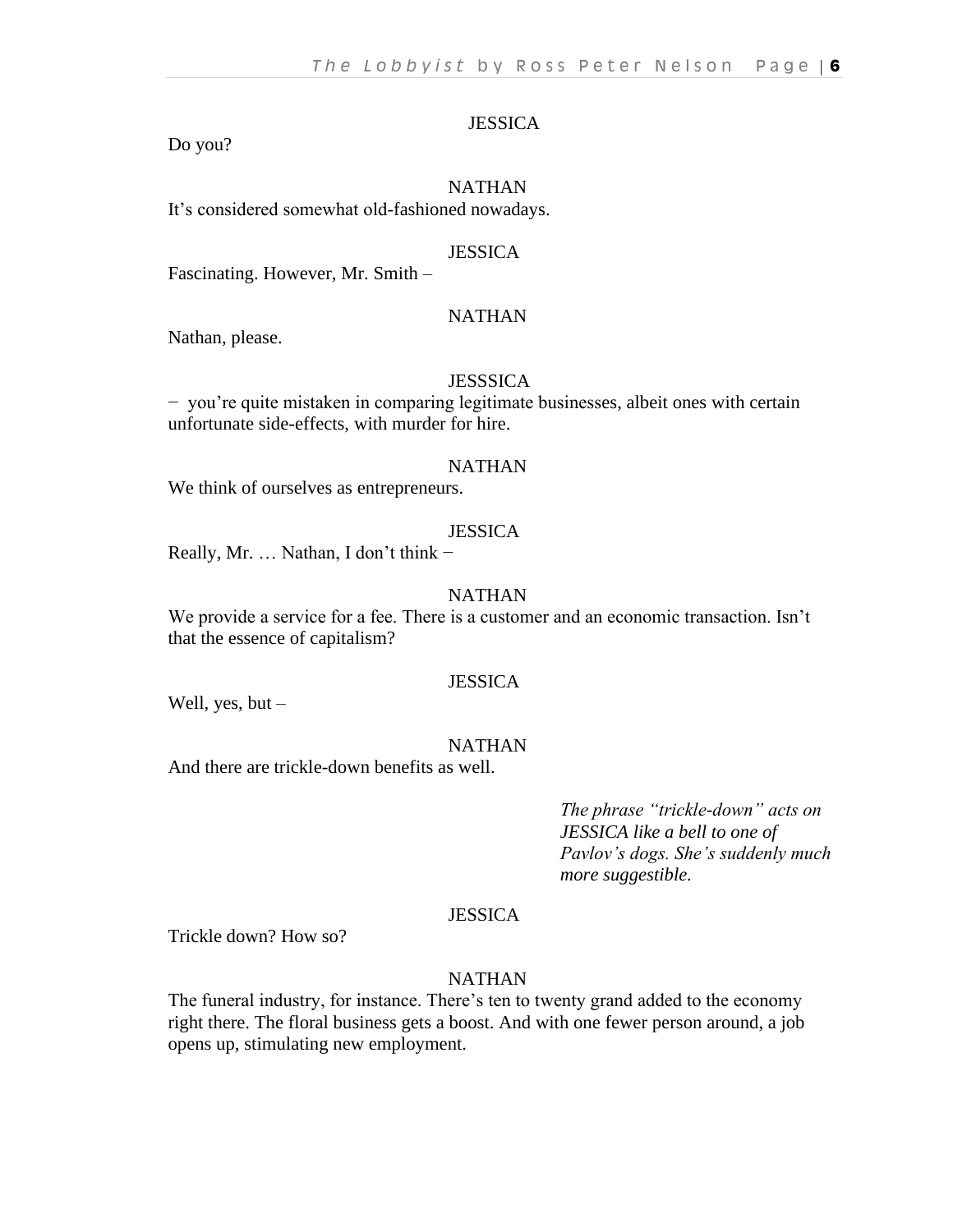JESSICA

Do you?

NATHAN

It’s considered somewhat old-fashioned nowadays.

JESSICA

Fascinating. However, Mr. Smith –

NATHAN

Nathan, please.

JESSSICA

− you’re quite mistaken in comparing legitimate businesses, albeit ones with certain unfortunate side-effects, with murder for hire.

NATHAN

We think of ourselves as entrepreneurs.

JESSICA

Really, Mr. … Nathan, I don’t think −

NATHAN

We provide a service for a fee. There is a customer and an economic transaction. Isn’t that the essence of capitalism?

JESSICA

Well, yes, but –

NATHAN

And there are trickle-down benefits as well.

*The phrase “trickle-down” acts on JESSICA like a bell to one of Pavlov’s dogs. She’s suddenly much more suggestible.*

JESSICA

Trickle down? How so?

NATHAN

The funeral industry, for instance. There’s ten to twenty grand added to the economy right there. The floral business gets a boost. And with one fewer person around, a job opens up, stimulating new employment.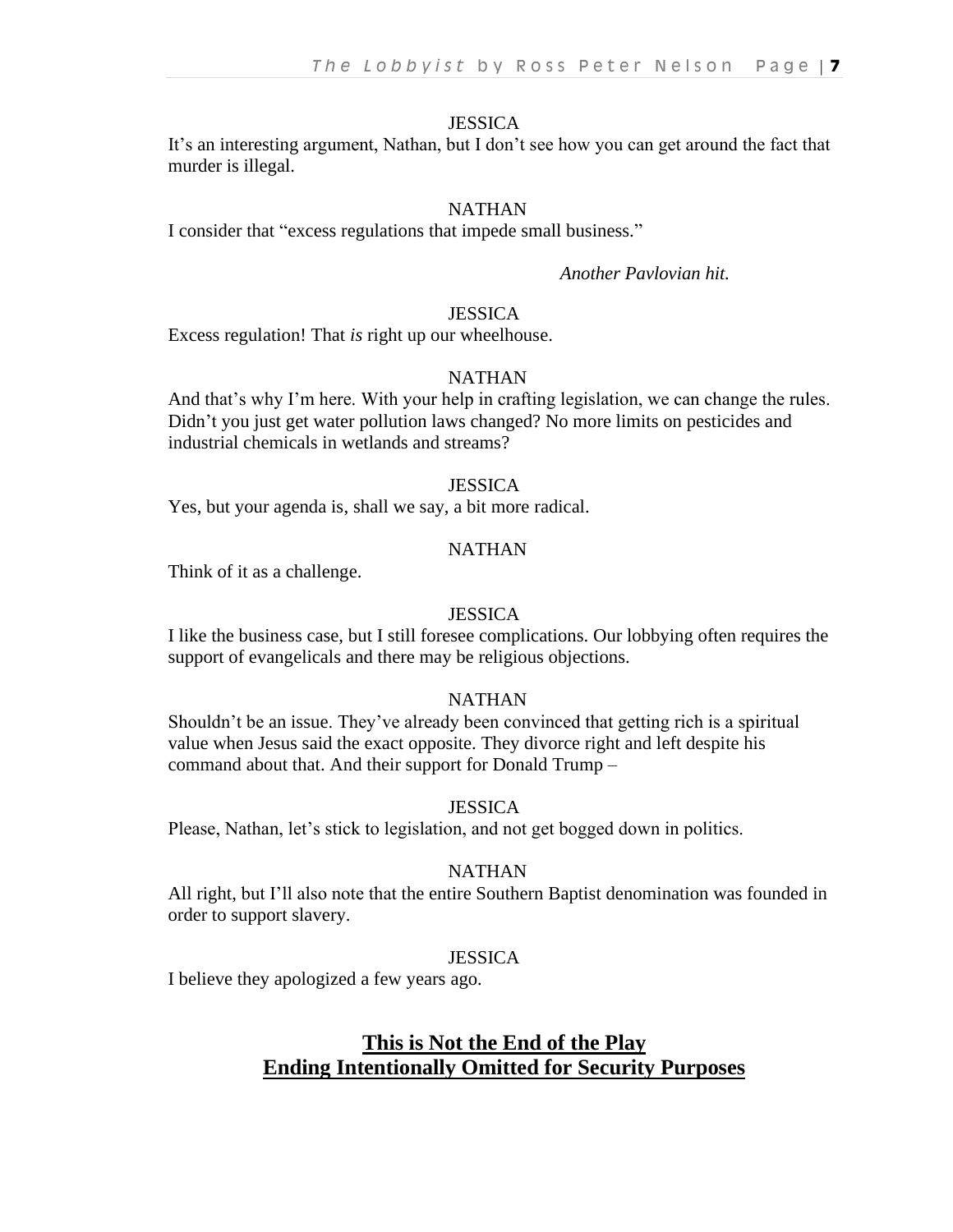JESSICA

It's an interesting argument, Nathan, but I don't see how you can get around the fact that murder is illegal.

NATHAN

I consider that "excess regulations that impede small business."

*Another Pavlovian hit.*

JESSICA

Excess regulation! That *is* right up our wheelhouse.

NATHAN

And that's why I'm here. With your help in crafting legislation, we can change the rules. Didn't you just get water pollution laws changed? No more limits on pesticides and industrial chemicals in wetlands and streams?

JESSICA

Yes, but your agenda is, shall we say, a bit more radical.

NATHAN

Think of it as a challenge.

JESSICA

I like the business case, but I still foresee complications. Our lobbying often requires the support of evangelicals and there may be religious objections.

NATHAN

Shouldn't be an issue. They've already been convinced that getting rich is a spiritual value when Jesus said the exact opposite. They divorce right and left despite his command about that. And their support for Donald Trump –

JESSICA

Please, Nathan, let's stick to legislation, and not get bogged down in politics.

NATHAN

All right, but I'll also note that the entire Southern Baptist denomination was founded in order to support slavery.

JESSICA

I believe they apologized a few years ago.

**<u>This is Not the End of the Play</u>**

**<u>Ending Intentionally Omitted for Security Purposes</u>**